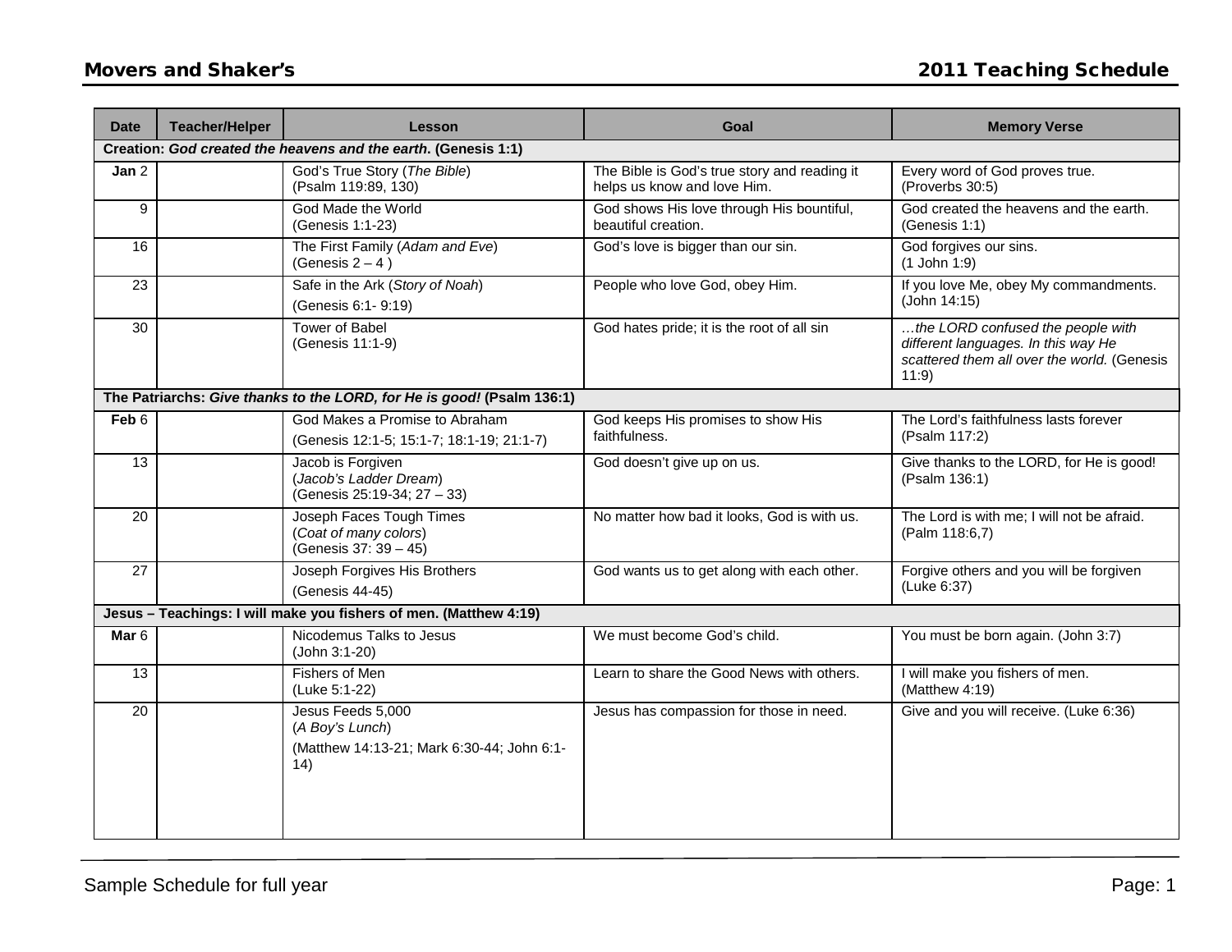## Movers and Shaker's — 2011 Teaching Schedule

| Date | Teacher/Helper | Lesson | Goal | Memory Verse |
|---|---|---|---|---|
| **Creation: *God created the heavens and the earth.* (Genesis 1:1)** | | | | |
| **Jan** 2 | | God's True Story (*The Bible*) (Psalm 119:89, 130) | The Bible is God's true story and reading it helps us know and love Him. | Every word of God proves true. (Proverbs 30:5) |
| 9 | | God Made the World (Genesis 1:1-23) | God shows His love through His bountiful, beautiful creation. | God created the heavens and the earth. (Genesis 1:1) |
| 16 | | The First Family (*Adam and Eve*) (Genesis 2 – 4 ) | God's love is bigger than our sin. | God forgives our sins. (1 John 1:9) |
| 23 | | Safe in the Ark (*Story of Noah*) (Genesis 6:1- 9:19) | People who love God, obey Him. | If you love Me, obey My commandments. (John 14:15) |
| 30 | | Tower of Babel (Genesis 11:1-9) | God hates pride; it is the root of all sin | *…the LORD confused the people with different languages. In this way He scattered them all over the world.* (Genesis 11:9) |
| **The Patriarchs: *Give thanks to the LORD, for He is good!* (Psalm 136:1)** | | | | |
| **Feb** 6 | | God Makes a Promise to Abraham (Genesis 12:1-5; 15:1-7; 18:1-19; 21:1-7) | God keeps His promises to show His faithfulness. | The Lord's faithfulness lasts forever (Psalm 117:2) |
| 13 | | Jacob is Forgiven (*Jacob's Ladder Dream*) (Genesis 25:19-34; 27 – 33) | God doesn't give up on us. | Give thanks to the LORD, for He is good! (Psalm 136:1) |
| 20 | | Joseph Faces Tough Times (*Coat of many colors*) (Genesis 37: 39 – 45) | No matter how bad it looks, God is with us. | The Lord is with me; I will not be afraid. (Palm 118:6,7) |
| 27 | | Joseph Forgives His Brothers (Genesis 44-45) | God wants us to get along with each other. | Forgive others and you will be forgiven (Luke 6:37) |
| **Jesus – Teachings: I will make you fishers of men. (Matthew 4:19)** | | | | |
| **Mar** 6 | | Nicodemus Talks to Jesus (John 3:1-20) | We must become God's child. | You must be born again. (John 3:7) |
| 13 | | Fishers of Men (Luke 5:1-22) | Learn to share the Good News with others. | I will make you fishers of men. (Matthew 4:19) |
| 20 | | Jesus Feeds 5,000 (*A Boy's Lunch*) (Matthew 14:13-21; Mark 6:30-44; John 6:1-14) | Jesus has compassion for those in need. | Give and you will receive. (Luke 6:36) |

Sample Schedule for full year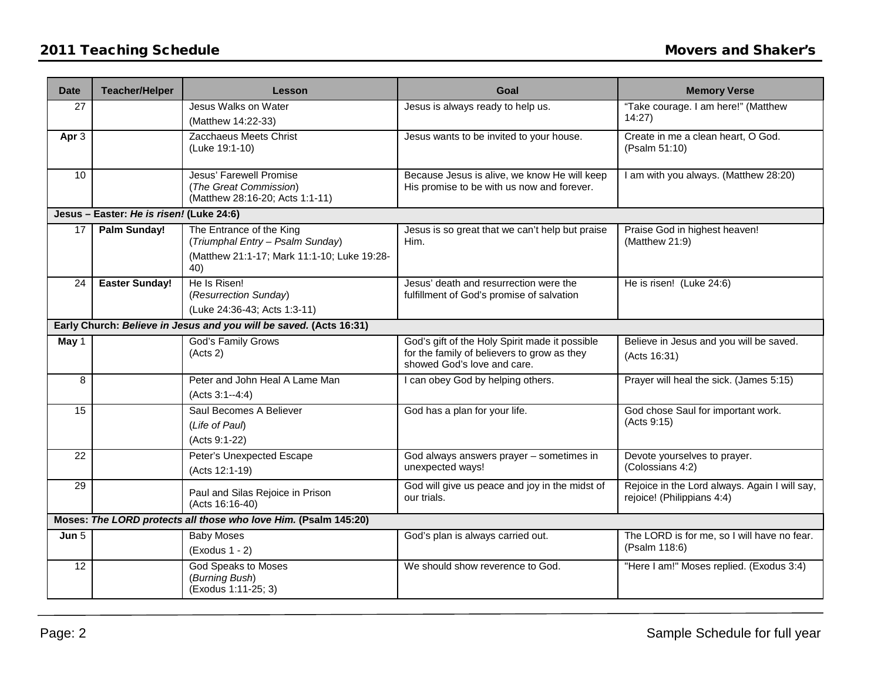## 2011 Teaching Schedule

## Movers and Shaker's

| Date | Teacher/Helper | Lesson | Goal | Memory Verse |
|---|---|---|---|---|
| 27 | | Jesus Walks on Water (Matthew 14:22-33) | Jesus is always ready to help us. | "Take courage. I am here!" (Matthew 14:27) |
| **Apr** 3 | | Zacchaeus Meets Christ (Luke 19:1-10) | Jesus wants to be invited to your house. | Create in me a clean heart, O God. (Psalm 51:10) |
| 10 | | Jesus' Farewell Promise (*The Great Commission*) (Matthew 28:16-20; Acts 1:1-11) | Because Jesus is alive, we know He will keep His promise to be with us now and forever. | I am with you always. (Matthew 28:20) |
| **Jesus – Easter: *He is risen!* (Luke 24:6)** | | | | |
| 17 | **Palm Sunday!** | The Entrance of the King (*Triumphal Entry – Psalm Sunday*) (Matthew 21:1-17; Mark 11:1-10; Luke 19:28-40) | Jesus is so great that we can't help but praise Him. | Praise God in highest heaven! (Matthew 21:9) |
| 24 | **Easter Sunday!** | He Is Risen! (*Resurrection Sunday*) (Luke 24:36-43; Acts 1:3-11) | Jesus' death and resurrection were the fulfillment of God's promise of salvation | He is risen! (Luke 24:6) |
| **Early Church: *Believe in Jesus and you will be saved.* (Acts 16:31)** | | | | |
| **May** 1 | | God's Family Grows (Acts 2) | God's gift of the Holy Spirit made it possible for the family of believers to grow as they showed God's love and care. | Believe in Jesus and you will be saved. (Acts 16:31) |
| 8 | | Peter and John Heal A Lame Man (Acts 3:1--4:4) | I can obey God by helping others. | Prayer will heal the sick. (James 5:15) |
| 15 | | Saul Becomes A Believer (*Life of Paul*) (Acts 9:1-22) | God has a plan for your life. | God chose Saul for important work. (Acts 9:15) |
| 22 | | Peter's Unexpected Escape (Acts 12:1-19) | God always answers prayer – sometimes in unexpected ways! | Devote yourselves to prayer. (Colossians 4:2) |
| 29 | | Paul and Silas Rejoice in Prison (Acts 16:16-40) | God will give us peace and joy in the midst of our trials. | Rejoice in the Lord always. Again I will say, rejoice! (Philippians 4:4) |
| **Moses: *The LORD protects all those who love Him.* (Psalm 145:20)** | | | | |
| **Jun** 5 | | Baby Moses (Exodus 1 - 2) | God's plan is always carried out. | The LORD is for me, so I will have no fear. (Psalm 118:6) |
| 12 | | God Speaks to Moses (*Burning Bush*) (Exodus 1:11-25; 3) | We should show reverence to God. | "Here I am!" Moses replied. (Exodus 3:4) |

Sample Schedule for full year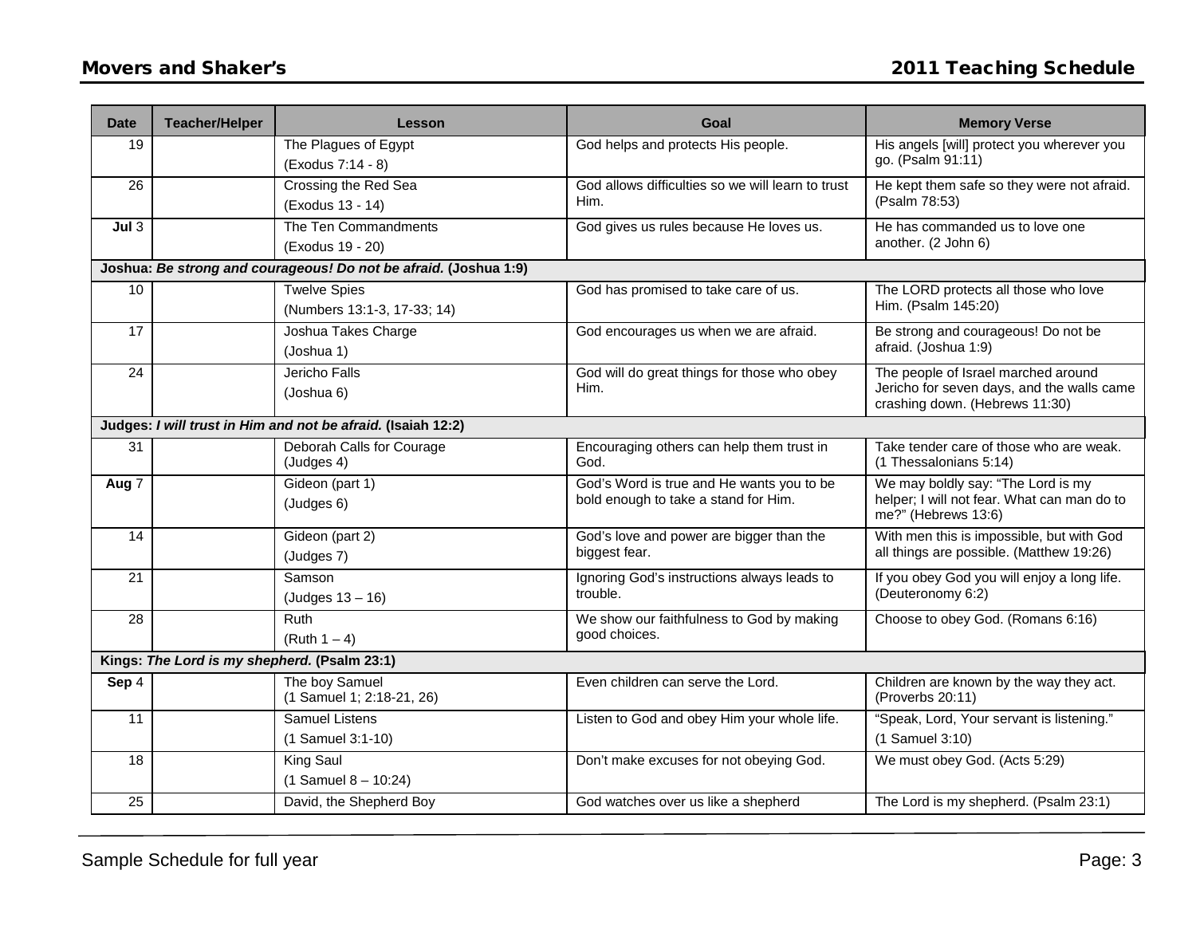| Date | Teacher/Helper | Lesson | Goal | Memory Verse |
|---|---|---|---|---|
| 19 | | The Plagues of Egypt (Exodus 7:14 - 8) | God helps and protects His people. | His angels [will] protect you wherever you go. (Psalm 91:11) |
| 26 | | Crossing the Red Sea (Exodus 13 - 14) | God allows difficulties so we will learn to trust Him. | He kept them safe so they were not afraid. (Psalm 78:53) |
| **Jul** 3 | | The Ten Commandments (Exodus 19 - 20) | God gives us rules because He loves us. | He has commanded us to love one another. (2 John 6) |
| **Joshua: *Be strong and courageous! Do not be afraid.* (Joshua 1:9)** | | | | |
| 10 | | Twelve Spies (Numbers 13:1-3, 17-33; 14) | God has promised to take care of us. | The LORD protects all those who love Him. (Psalm 145:20) |
| 17 | | Joshua Takes Charge (Joshua 1) | God encourages us when we are afraid. | Be strong and courageous! Do not be afraid. (Joshua 1:9) |
| 24 | | Jericho Falls (Joshua 6) | God will do great things for those who obey Him. | The people of Israel marched around Jericho for seven days, and the walls came crashing down. (Hebrews 11:30) |
| **Judges: *I will trust in Him and not be afraid.* (Isaiah 12:2)** | | | | |
| 31 | | Deborah Calls for Courage (Judges 4) | Encouraging others can help them trust in God. | Take tender care of those who are weak. (1 Thessalonians 5:14) |
| **Aug** 7 | | Gideon (part 1) (Judges 6) | God's Word is true and He wants you to be bold enough to take a stand for Him. | We may boldly say: "The Lord is my helper; I will not fear. What can man do to me?" (Hebrews 13:6) |
| 14 | | Gideon (part 2) (Judges 7) | God's love and power are bigger than the biggest fear. | With men this is impossible, but with God all things are possible. (Matthew 19:26) |
| 21 | | Samson (Judges 13 – 16) | Ignoring God's instructions always leads to trouble. | If you obey God you will enjoy a long life. (Deuteronomy 6:2) |
| 28 | | Ruth (Ruth 1 – 4) | We show our faithfulness to God by making good choices. | Choose to obey God. (Romans 6:16) |
| **Kings: *The Lord is my shepherd.* (Psalm 23:1)** | | | | |
| **Sep** 4 | | The boy Samuel (1 Samuel 1; 2:18-21, 26) | Even children can serve the Lord. | Children are known by the way they act. (Proverbs 20:11) |
| 11 | | Samuel Listens (1 Samuel 3:1-10) | Listen to God and obey Him your whole life. | "Speak, Lord, Your servant is listening." (1 Samuel 3:10) |
| 18 | | King Saul (1 Samuel 8 – 10:24) | Don't make excuses for not obeying God. | We must obey God. (Acts 5:29) |
| 25 | | David, the Shepherd Boy | God watches over us like a shepherd | The Lord is my shepherd. (Psalm 23:1) |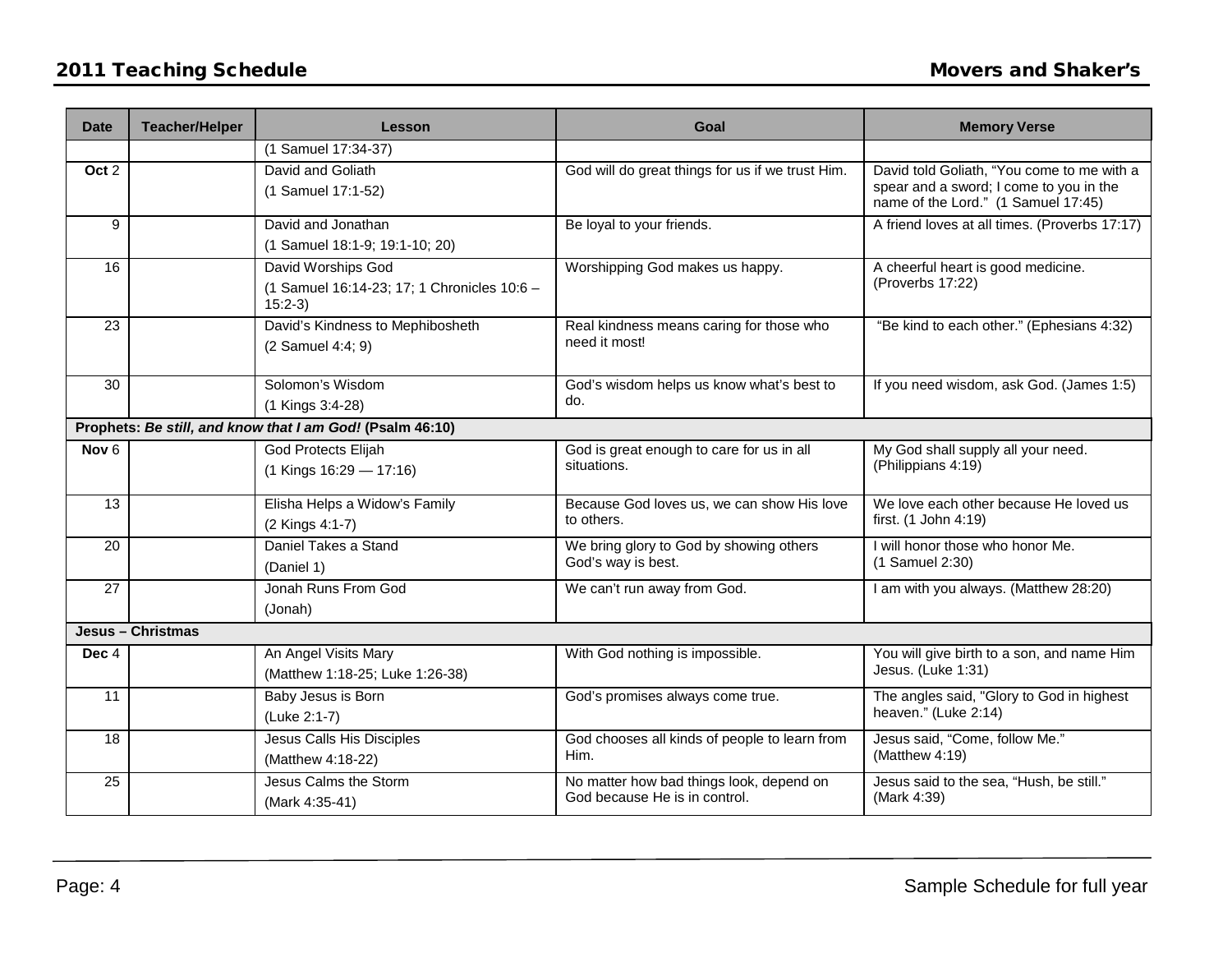| Date | Teacher/Helper | Lesson | Goal | Memory Verse |
|---|---|---|---|---|
| | | (1 Samuel 17:34-37) | | |
| **Oct** 2 | | David and Goliath (1 Samuel 17:1-52) | God will do great things for us if we trust Him. | David told Goliath, "You come to me with a spear and a sword; I come to you in the name of the Lord." (1 Samuel 17:45) |
| 9 | | David and Jonathan (1 Samuel 18:1-9; 19:1-10; 20) | Be loyal to your friends. | A friend loves at all times. (Proverbs 17:17) |
| 16 | | David Worships God (1 Samuel 16:14-23; 17; 1 Chronicles 10:6 – 15:2-3) | Worshipping God makes us happy. | A cheerful heart is good medicine. (Proverbs 17:22) |
| 23 | | David's Kindness to Mephibosheth (2 Samuel 4:4; 9) | Real kindness means caring for those who need it most! | "Be kind to each other." (Ephesians 4:32) |
| 30 | | Solomon's Wisdom (1 Kings 3:4-28) | God's wisdom helps us know what's best to do. | If you need wisdom, ask God. (James 1:5) |
| **Prophets:** ***Be still, and know that I am God!*** **(Psalm 46:10)** | | | | |
| **Nov** 6 | | God Protects Elijah (1 Kings 16:29 — 17:16) | God is great enough to care for us in all situations. | My God shall supply all your need. (Philippians 4:19) |
| 13 | | Elisha Helps a Widow's Family (2 Kings 4:1-7) | Because God loves us, we can show His love to others. | We love each other because He loved us first. (1 John 4:19) |
| 20 | | Daniel Takes a Stand (Daniel 1) | We bring glory to God by showing others God's way is best. | I will honor those who honor Me. (1 Samuel 2:30) |
| 27 | | Jonah Runs From God (Jonah) | We can't run away from God. | I am with you always. (Matthew 28:20) |
| **Jesus – Christmas** | | | | |
| **Dec** 4 | | An Angel Visits Mary (Matthew 1:18-25; Luke 1:26-38) | With God nothing is impossible. | You will give birth to a son, and name Him Jesus. (Luke 1:31) |
| 11 | | Baby Jesus is Born (Luke 2:1-7) | God's promises always come true. | The angles said, "Glory to God in highest heaven." (Luke 2:14) |
| 18 | | Jesus Calls His Disciples (Matthew 4:18-22) | God chooses all kinds of people to learn from Him. | Jesus said, "Come, follow Me." (Matthew 4:19) |
| 25 | | Jesus Calms the Storm (Mark 4:35-41) | No matter how bad things look, depend on God because He is in control. | Jesus said to the sea, "Hush, be still." (Mark 4:39) |